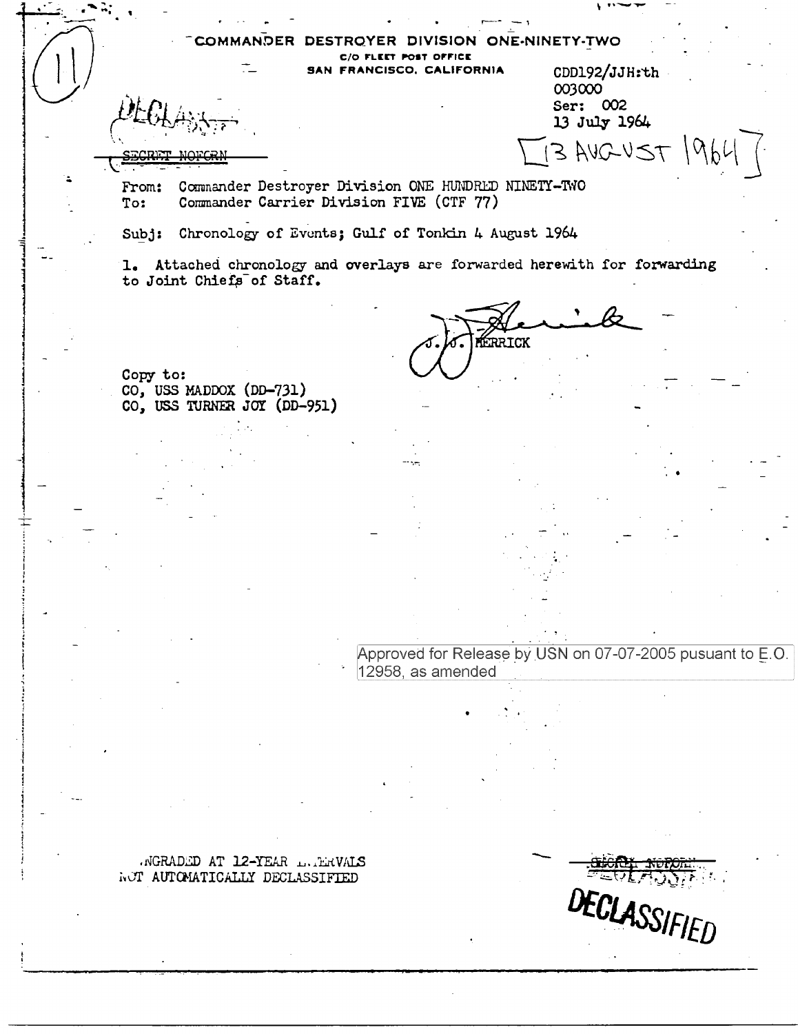(11)

COMMANDER DESTROYER DIVISION ONE-NINETY-TWO
C/O FLEET POST OFFICE
SAN FRANCISCO, CALIFORNIA

CDD192/JJH:th
003000
Ser: 002
13 July 1964
[13 AUGUST 1964]

DECLASSIFIED

~~SECRET NOFORN~~

From: Commander Destroyer Division ONE HUNDRED NINETY-TWO
To: Commander Carrier Division FIVE (CTF 77)

Subj: Chronology of Events; Gulf of Tonkin 4 August 1964

1. Attached chronology and overlays are forwarded herewith for forwarding to Joint Chiefs of Staff.

J. J. HERRICK

Copy to:
CO, USS MADDOX (DD-731)
CO, USS TURNER JOY (DD-951)

Approved for Release by USN on 07-07-2005 pusuant to E.O. 12958, as amended

DOWNGRADED AT 12-YEAR INTERVALS
NOT AUTOMATICALLY DECLASSIFIED

~~SECRET NOFORN~~

DECLASSIFIED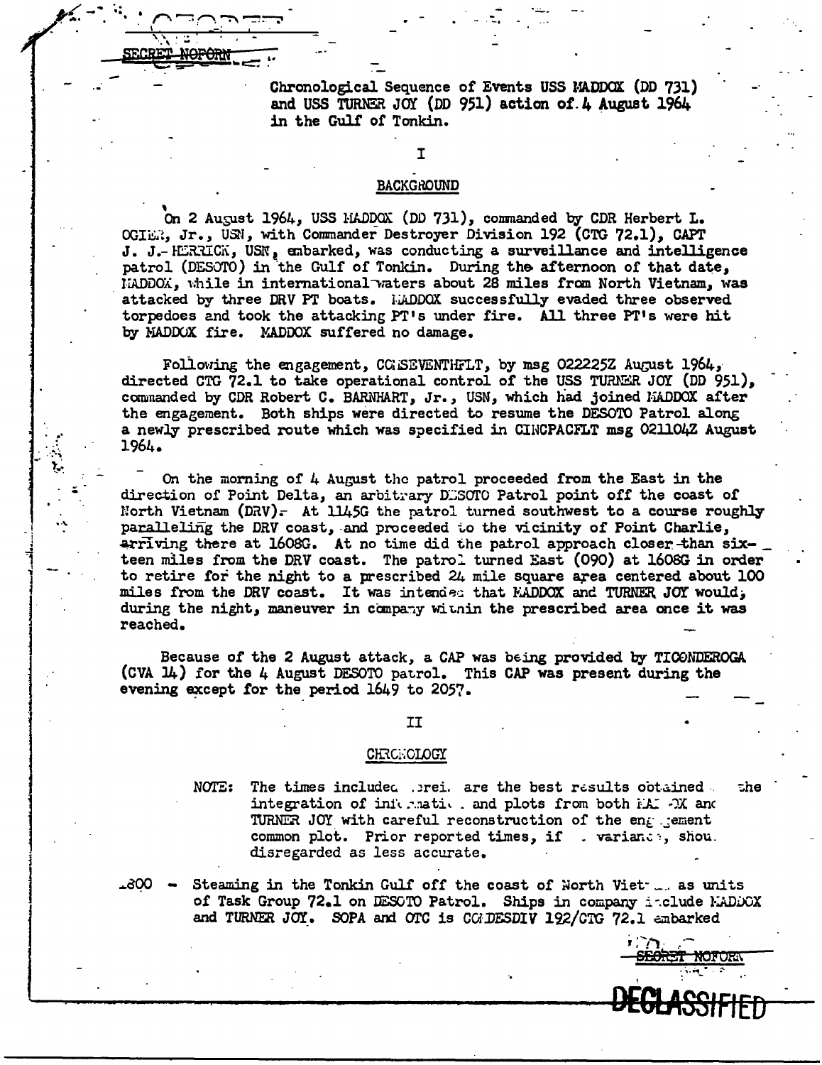SECRET NOFORN

Chronological Sequence of Events USS MADDOX (DD 731) and USS TURNER JOY (DD 951) action of 4 August 1964 in the Gulf of Tonkin.

## I

### BACKGROUND

On 2 August 1964, USS MADDOX (DD 731), commanded by CDR Herbert L. OGIER, Jr., USN, with Commander Destroyer Division 192 (CTG 72.1), CAPT J. J. HERRICK, USN, embarked, was conducting a surveillance and intelligence patrol (DESOTO) in the Gulf of Tonkin. During the afternoon of that date, MADDOX, while in international waters about 28 miles from North Vietnam, was attacked by three DRV PT boats. MADDOX successfully evaded three observed torpedoes and took the attacking PT's under fire. All three PT's were hit by MADDOX fire. MADDOX suffered no damage.

Following the engagement, COMSEVENTHFLT, by msg 022225Z August 1964, directed CTG 72.1 to take operational control of the USS TURNER JOY (DD 951), commanded by CDR Robert C. BARNHART, Jr., USN, which had joined MADDOX after the engagement. Both ships were directed to resume the DESOTO Patrol along a newly prescribed route which was specified in CINCPACFLT msg 021104Z August 1964.

On the morning of 4 August the patrol proceeded from the East in the direction of Point Delta, an arbitrary DESOTO Patrol point off the coast of North Vietnam (DRV). At 1145G the patrol turned southwest to a course roughly paralleling the DRV coast, and proceeded to the vicinity of Point Charlie, arriving there at 1608G. At no time did the patrol approach closer than sixteen miles from the DRV coast. The patrol turned East (090) at 1608G in order to retire for the night to a prescribed 24 mile square area centered about 100 miles from the DRV coast. It was intended that MADDOX and TURNER JOY would, during the night, maneuver in company within the prescribed area once it was reached.

Because of the 2 August attack, a CAP was being provided by TICONDEROGA (CVA 14) for the 4 August DESOTO patrol. This CAP was present during the evening except for the period 1649 to 2057.

## II

### CHRONOLOGY

NOTE: The times included herein are the best results obtained from the integration of information and plots from both MADDOX and TURNER JOY with careful reconstruction of the engagement common plot. Prior reported times, if at variance, should be disregarded as less accurate.

1800 - Steaming in the Tonkin Gulf off the coast of North Vietnam as units of Task Group 72.1 on DESOTO Patrol. Ships in company include MADDOX and TURNER JOY. SOPA and OTC is COMDESDIV 192/CTG 72.1 embarked

SECRET NOFORN

DECLASSIFIED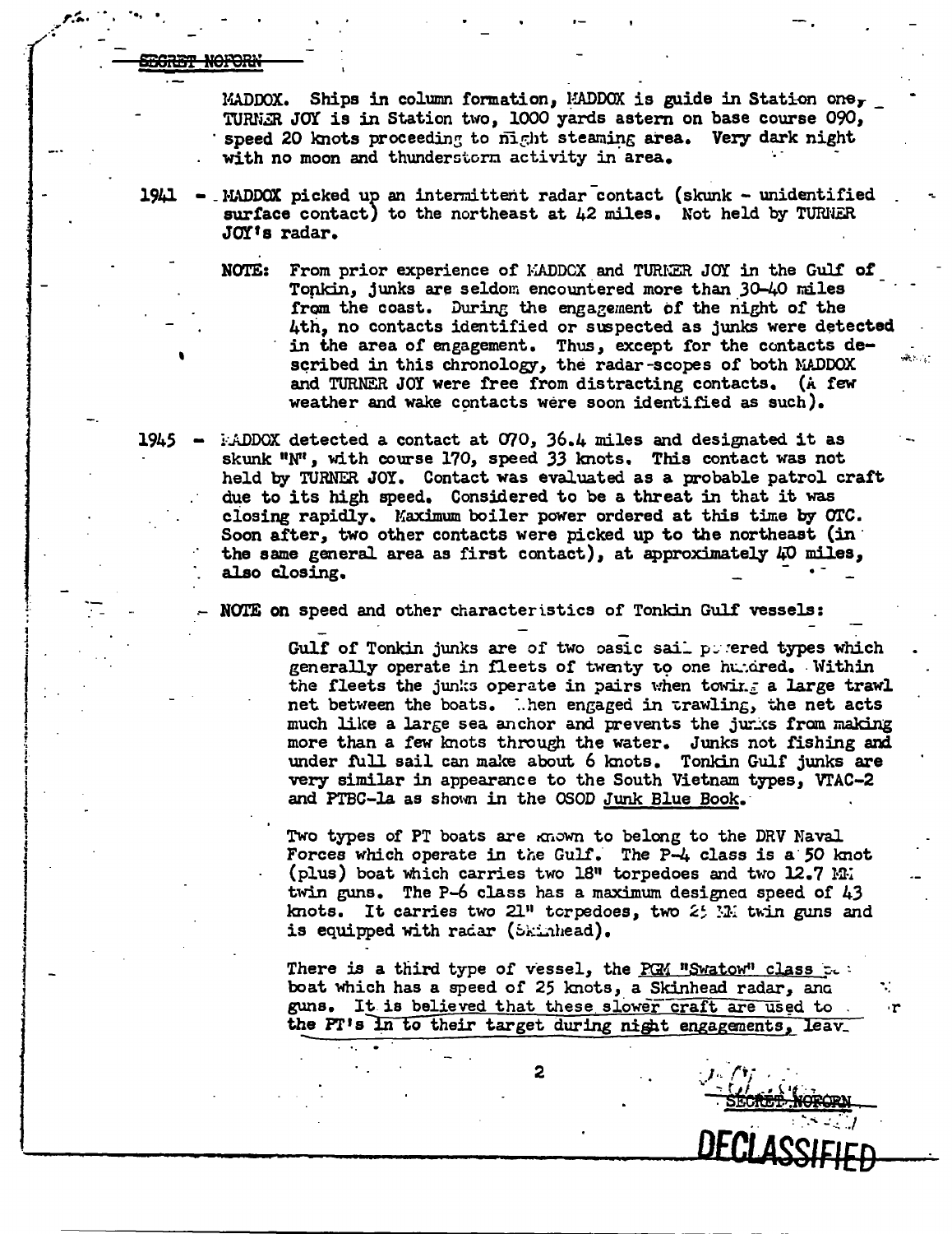SECRET NOFORN

MADDOX. Ships in column formation, MADDOX is guide in Station one, TURNER JOY is in Station two, 1000 yards astern on base course 090, speed 20 knots proceeding to night steaming area. Very dark night with no moon and thunderstorm activity in area.

1941 - MADDOX picked up an intermittent radar contact (skunk - unidentified surface contact) to the northeast at 42 miles. Not held by TURNER JOY's radar.

NOTE: From prior experience of MADDOX and TURNER JOY in the Gulf of Tonkin, junks are seldom encountered more than 30-40 miles from the coast. During the engagement of the night of the 4th, no contacts identified or suspected as junks were detected in the area of engagement. Thus, except for the contacts described in this chronology, the radar-scopes of both MADDOX and TURNER JOY were free from distracting contacts. (A few weather and wake contacts were soon identified as such).

1945 - MADDOX detected a contact at 070, 36.4 miles and designated it as skunk "N", with course 170, speed 33 knots. This contact was not held by TURNER JOY. Contact was evaluated as a probable patrol craft due to its high speed. Considered to be a threat in that it was closing rapidly. Maximum boiler power ordered at this time by OTC. Soon after, two other contacts were picked up to the northeast (in the same general area as first contact), at approximately 40 miles, also closing.

- NOTE on speed and other characteristics of Tonkin Gulf vessels:

Gulf of Tonkin junks are of two basic sail powered types which generally operate in fleets of twenty to one hundred. Within the fleets the junks operate in pairs when towing a large trawl net between the boats. When engaged in trawling, the net acts much like a large sea anchor and prevents the junks from making more than a few knots through the water. Junks not fishing and under full sail can make about 6 knots. Tonkin Gulf junks are very similar in appearance to the South Vietnam types, VTAC-2 and PTBC-1a as shown in the OSOD Junk Blue Book.

Two types of PT boats are known to belong to the DRV Naval Forces which operate in the Gulf. The P-4 class is a 50 knot (plus) boat which carries two 18" torpedoes and two 12.7 MM twin guns. The P-6 class has a maximum designed speed of 43 knots. It carries two 21" torpedoes, two 25 MM twin guns and is equipped with radar (Skinhead).

There is a third type of vessel, the PGM "Swatow" class patrol boat which has a speed of 25 knots, a Skinhead radar, and guns. It is believed that these slower craft are used to vector the PT's in to their target during night engagements, leav-

SECRET NOFORN

DECLASSIFIED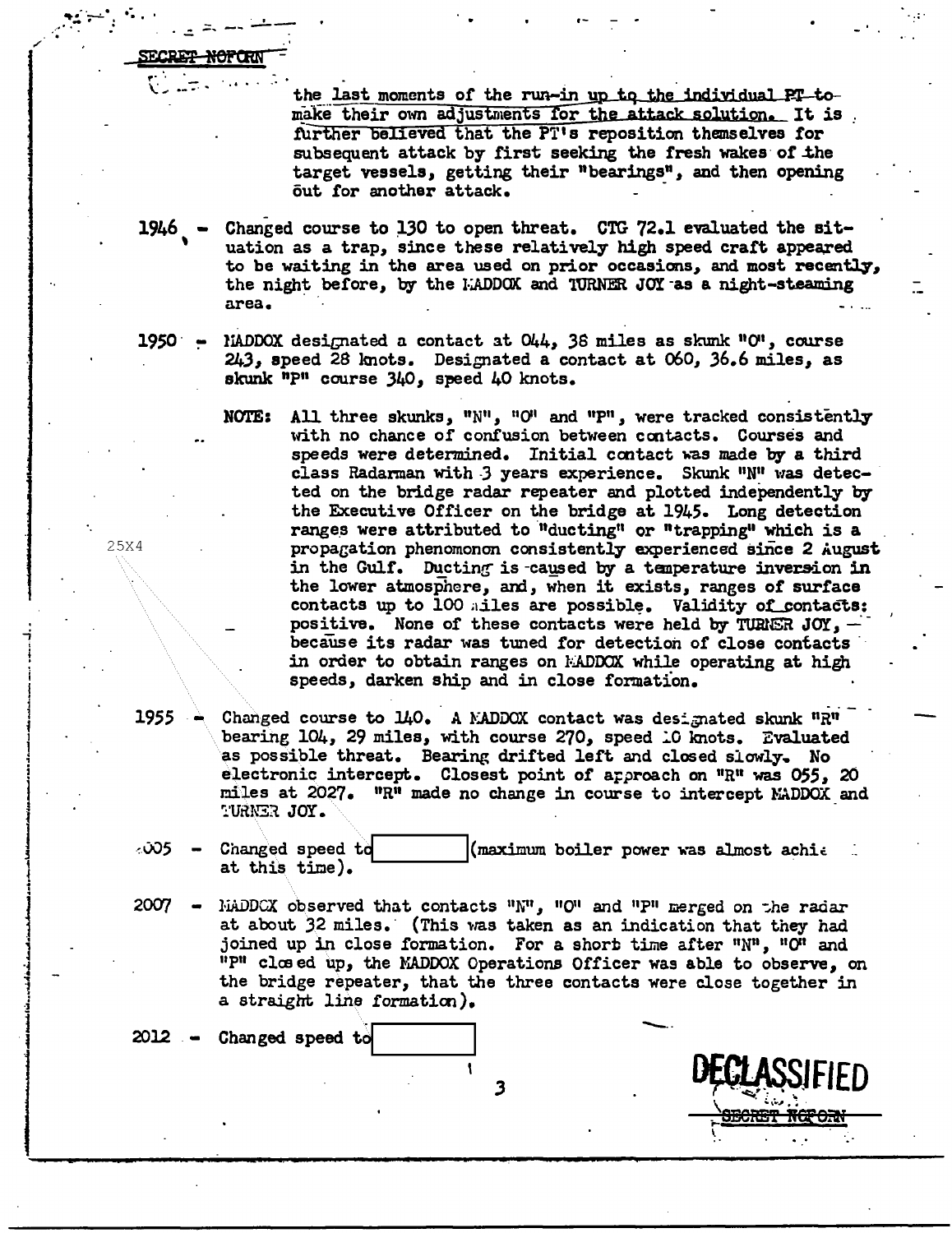SECRET NOFORN

the last moments of the run-in up to the individual PT to make their own adjustments for the attack solution. It is further believed that the PT's reposition themselves for subsequent attack by first seeking the fresh wakes of the target vessels, getting their "bearings", and then opening out for another attack.

1946 - Changed course to 130 to open threat. CTG 72.1 evaluated the situation as a trap, since these relatively high speed craft appeared to be waiting in the area used on prior occasions, and most recently, the night before, by the MADDOX and TURNER JOY as a night-steaming area.

1950 - MADDOX designated a contact at 044, 38 miles as skunk "O", course 243, speed 28 knots. Designated a contact at 060, 36.6 miles, as skunk "P" course 340, speed 40 knots.

NOTE: All three skunks, "N", "O" and "P", were tracked consistently with no chance of confusion between contacts. Courses and speeds were determined. Initial contact was made by a third class Radarman with 3 years experience. Skunk "N" was detected on the bridge radar repeater and plotted independently by the Executive Officer on the bridge at 1945. Long detection ranges were attributed to "ducting" or "trapping" which is a propagation phenomonon consistently experienced since 2 August in the Gulf. Ducting is caused by a temperature inversion in the lower atmosphere, and, when it exists, ranges of surface contacts up to 100 miles are possible. Validity of contacts: positive. None of these contacts were held by TURNER JOY, because its radar was tuned for detection of close contacts in order to obtain ranges on MADDOX while operating at high speeds, darken ship and in close formation.

25X4

1955 - Changed course to 140. A MADDOX contact was designated skunk "R" bearing 104, 29 miles, with course 270, speed 10 knots. Evaluated as possible threat. Bearing drifted left and closed slowly. No electronic intercept. Closest point of approach on "R" was 055, 20 miles at 2027. "R" made no change in course to intercept MADDOX and TURNER JOY.

2005 - Changed speed to [redacted] (maximum boiler power was almost achie[ved] at this time).

2007 - MADDOX observed that contacts "N", "O" and "P" merged on the radar at about 32 miles. (This was taken as an indication that they had joined up in close formation. For a short time after "N", "O" and "P" closed up, the MADDOX Operations Officer was able to observe, on the bridge repeater, that the three contacts were close together in a straight line formation).

2012 - Changed speed to [redacted]

DECLASSIFIED

SECRET NOFORN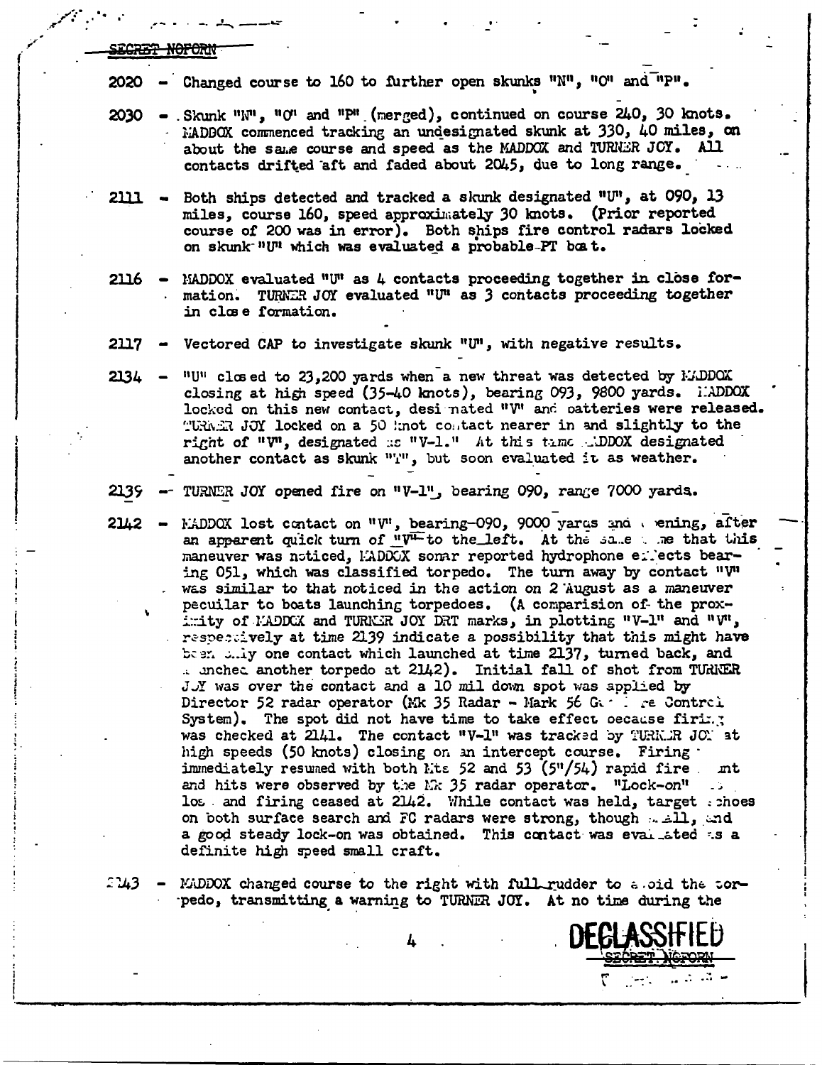SECRET NOFORN

2020 - Changed course to 160 to further open skunks "N", "O" and "P".

2030 - Skunk "N", "O" and "P" (merged), continued on course 240, 30 knots. MADDOX commenced tracking an undesignated skunk at 330, 40 miles, on about the same course and speed as the MADDOX and TURNER JOY. All contacts drifted aft and faded about 2045, due to long range.

2111 - Both ships detected and tracked a skunk designated "U", at 090, 13 miles, course 160, speed approximately 30 knots. (Prior reported course of 200 was in error). Both ships fire control radars locked on skunk "U" which was evaluated a probable PT boat.

2116 - MADDOX evaluated "U" as 4 contacts proceeding together in close formation. TURNER JOY evaluated "U" as 3 contacts proceeding together in close formation.

2117 - Vectored CAP to investigate skunk "U", with negative results.

2134 - "U" closed to 23,200 yards when a new threat was detected by MADDOX closing at high speed (35-40 knots), bearing 093, 9800 yards. MADDOX locked on this new contact, designated "V" and batteries were released. TURNER JOY locked on a 50 knot contact nearer in and slightly to the right of "V", designated as "V-1." At this time MADDOX designated another contact as skunk "T", but soon evaluated it as weather.

2139 - TURNER JOY opened fire on "V-1", bearing 090, range 7000 yards.

2142 - MADDOX lost contact on "V", bearing 090, 9000 yards and opening, after an apparent quick turn of "V" to the left. At the same time that this maneuver was noticed, MADDOX sonar reported hydrophone effects bearing 051, which was classified torpedo. The turn away by contact "V" was similar to that noticed in the action on 2 August as a maneuver peculiar to boats launching torpedoes. (A comparision of the proximity of MADDOX and TURNER JOY DRT marks, in plotting "V-1" and "V", respectively at time 2139 indicate a possibility that this might have been only one contact which launched at time 2137, turned back, and launched another torpedo at 2142). Initial fall of shot from TURNER JOY was over the contact and a 10 mil down spot was applied by Director 52 radar operator (Mk 35 Radar - Mark 56 Gun Fire Control System). The spot did not have time to take effect because firing was checked at 2141. The contact "V-1" was tracked by TURNER JOY at high speeds (50 knots) closing on an intercept course. Firing immediately resumed with both Mts 52 and 53 (5"/54) rapid fire mt and hits were observed by the Mk 35 radar operator. "Lock-on" was lost and firing ceased at 2142. While contact was held, target echoes on both surface search and FC radars were strong, though small, and a good steady lock-on was obtained. This contact was evaluated as a definite high speed small craft.

2143 - MADDOX changed course to the right with full rudder to avoid the torpedo, transmitting a warning to TURNER JOY. At no time during the

DECLASSIFIED

SECRET NOFORN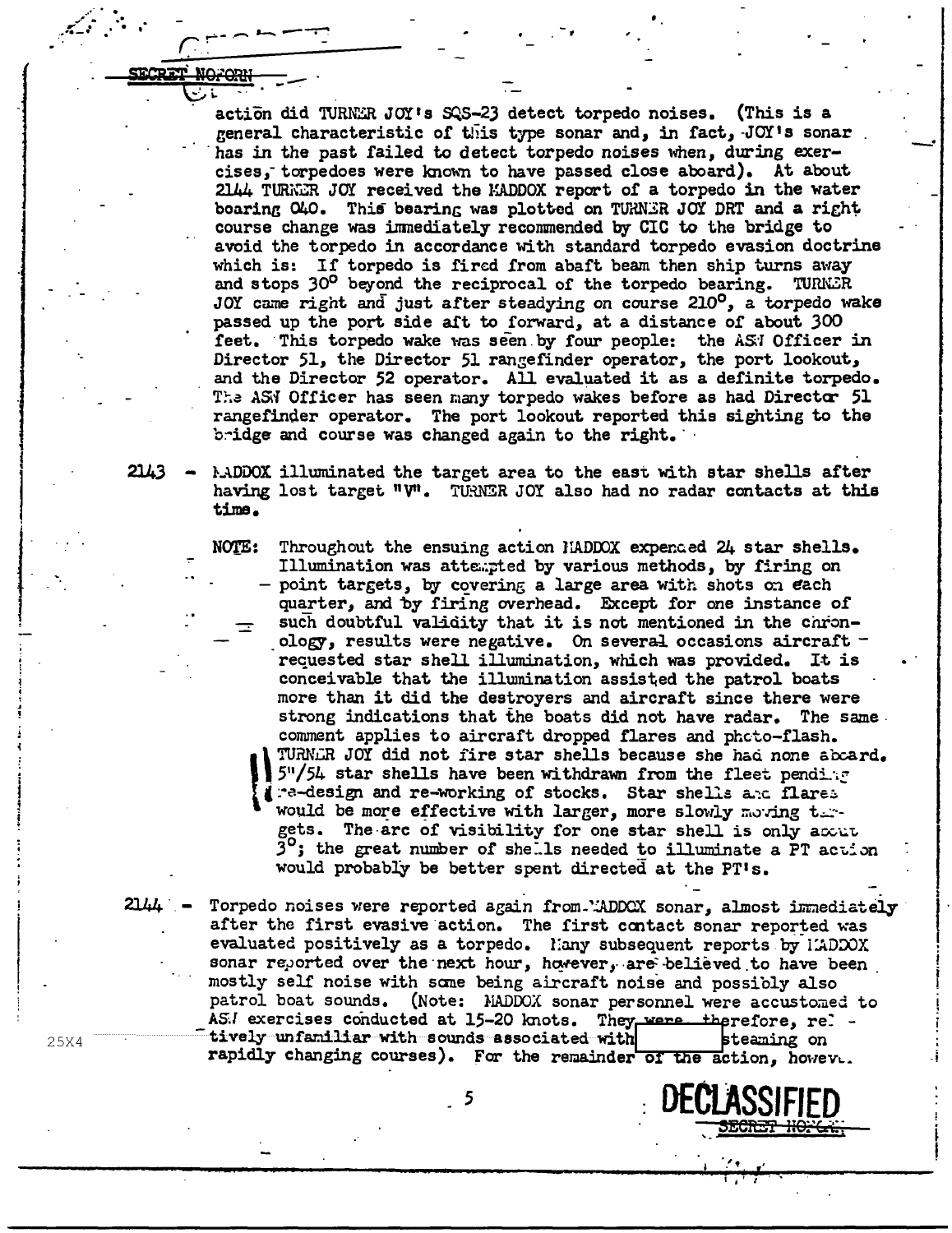action did TURNER JOY's SQS-23 detect torpedo noises. (This is a general characteristic of this type sonar and, in fact, JOY's sonar has in the past failed to detect torpedo noises when, during exercises, torpedoes were known to have passed close aboard). At about 2144 TURNER JOY received the MADDOX report of a torpedo in the water bearing 040. This bearing was plotted on TURNER JOY DRT and a right course change was immediately recommended by CIC to the bridge to avoid the torpedo in accordance with standard torpedo evasion doctrine which is: If torpedo is fired from abaft beam then ship turns away and stops 30° beyond the reciprocal of the torpedo bearing. TURNER JOY came right and just after steadying on course 210°, a torpedo wake passed up the port side aft to forward, at a distance of about 300 feet. This torpedo wake was seen by four people: the ASW Officer in Director 51, the Director 51 rangefinder operator, the port lookout, and the Director 52 operator. All evaluated it as a definite torpedo. The ASW Officer has seen many torpedo wakes before as had Director 51 rangefinder operator. The port lookout reported this sighting to the bridge and course was changed again to the right.

2143 - MADDOX illuminated the target area to the east with star shells after having lost target "V". TURNER JOY also had no radar contacts at this time.

NOTE: Throughout the ensuing action MADDOX expended 24 star shells. Illumination was attempted by various methods, by firing on point targets, by covering a large area with shots on each quarter, and by firing overhead. Except for one instance of such doubtful validity that it is not mentioned in the chronology, results were negative. On several occasions aircraft requested star shell illumination, which was provided. It is conceivable that the illumination assisted the patrol boats more than it did the destroyers and aircraft since there were strong indications that the boats did not have radar. The same comment applies to aircraft dropped flares and photo-flash. TURNER JOY did not fire star shells because she had none aboard. 5"/54 star shells have been withdrawn from the fleet pending re-design and re-working of stocks. Star shells and flares would be more effective with larger, more slowly moving targets. The arc of visibility for one star shell is only about 3°; the great number of shells needed to illuminate a PT action would probably be better spent directed at the PT's.

2144 - Torpedo noises were reported again from MADDOX sonar, almost immediately after the first evasive action. The first contact sonar reported was evaluated positively as a torpedo. Many subsequent reports by MADDOX sonar reported over the next hour, however, are believed to have been mostly self noise with some being aircraft noise and possibly also patrol boat sounds. (Note: MADDOX sonar personnel were accustomed to ASW exercises conducted at 15-20 knots. They were therefore, relatively unfamiliar with sounds associated with [25X4] steaming on rapidly changing courses). For the remainder of the action, howev...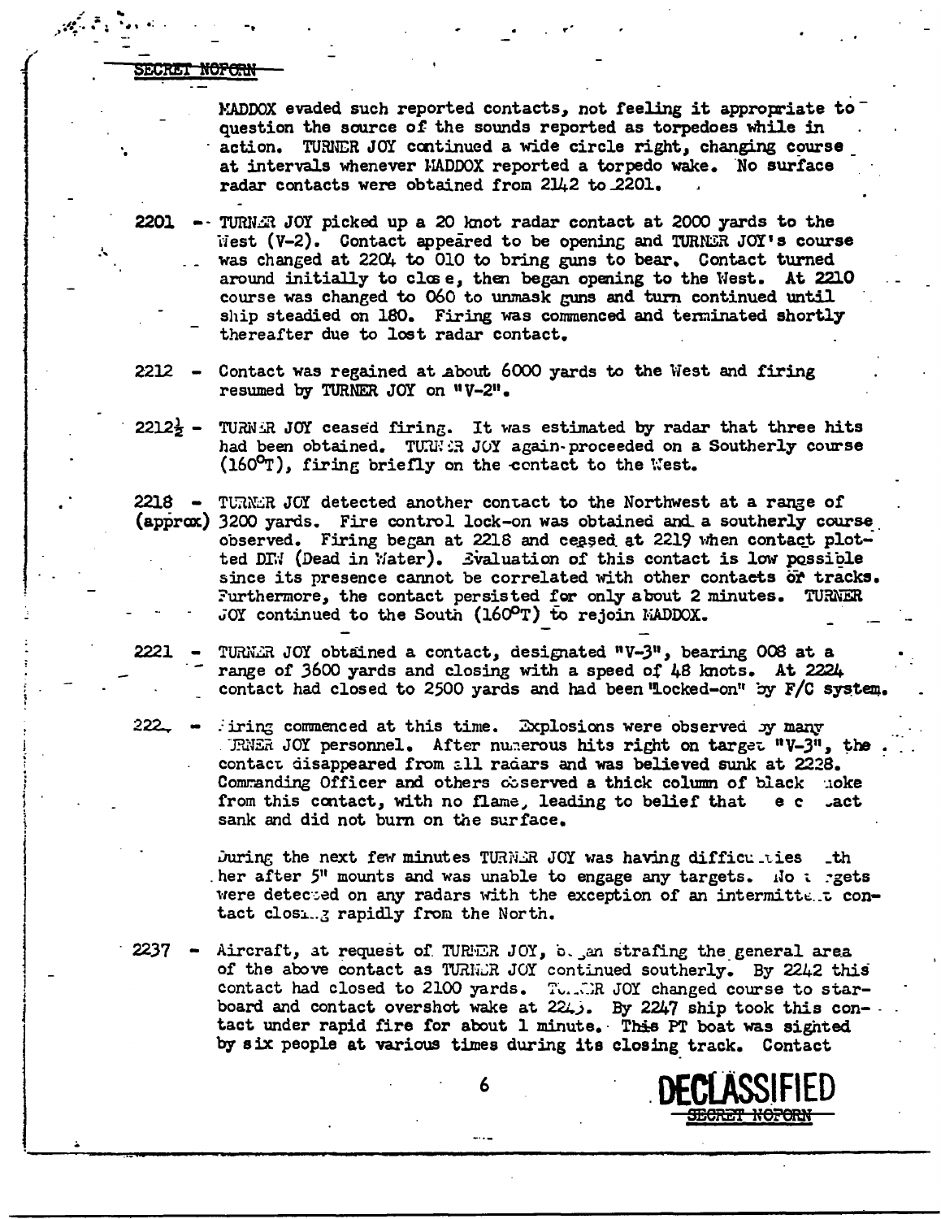SECRET NOFORN

MADDOX evaded such reported contacts, not feeling it appropriate to question the source of the sounds reported as torpedoes while in action. TURNER JOY continued a wide circle right, changing course at intervals whenever MADDOX reported a torpedo wake. No surface radar contacts were obtained from 2142 to 2201.

2201 - TURNER JOY picked up a 20 knot radar contact at 2000 yards to the West (V-2). Contact appeared to be opening and TURNER JOY's course was changed at 2204 to 010 to bring guns to bear. Contact turned around initially to close, then began opening to the West. At 2210 course was changed to 060 to unmask guns and turn continued until ship steadied on 180. Firing was commenced and terminated shortly thereafter due to lost radar contact.

2212 - Contact was regained at about 6000 yards to the West and firing resumed by TURNER JOY on "V-2".

2212½ - TURNER JOY ceased firing. It was estimated by radar that three hits had been obtained. TURNER JOY again proceeded on a Southerly course (160°T), firing briefly on the contact to the West.

2218 (approx) - TURNER JOY detected another contact to the Northwest at a range of 3200 yards. Fire control lock-on was obtained and a southerly course observed. Firing began at 2218 and ceased at 2219 when contact plotted DIW (Dead in Water). Evaluation of this contact is low possible since its presence cannot be correlated with other contacts or tracks. Furthermore, the contact persisted for only about 2 minutes. TURNER JOY continued to the South (160°T) to rejoin MADDOX.

2221 - TURNER JOY obtained a contact, designated "V-3", bearing 008 at a range of 3600 yards and closing with a speed of 48 knots. At 2224 contact had closed to 2500 yards and had been "locked-on" by F/C system.

222_ - Firing commenced at this time. Explosions were observed by many TURNER JOY personnel. After numerous hits right on target "V-3", the contact disappeared from all radars and was believed sunk at 2228. Commanding Officer and others observed a thick column of black smoke from this contact, with no flame, leading to belief that the contact sank and did not burn on the surface.

During the next few minutes TURNER JOY was having difficulties with her after 5" mounts and was unable to engage any targets. No targets were detected on any radars with the exception of an intermittent contact closing rapidly from the North.

2237 - Aircraft, at request of TURNER JOY, began strafing the general area of the above contact as TURNER JOY continued southerly. By 2242 this contact had closed to 2100 yards. TURNER JOY changed course to starboard and contact overshot wake at 224_. By 2247 ship took this contact under rapid fire for about 1 minute. This PT boat was sighted by six people at various times during its closing track. Contact

DECLASSIFIED

SECRET NOFORN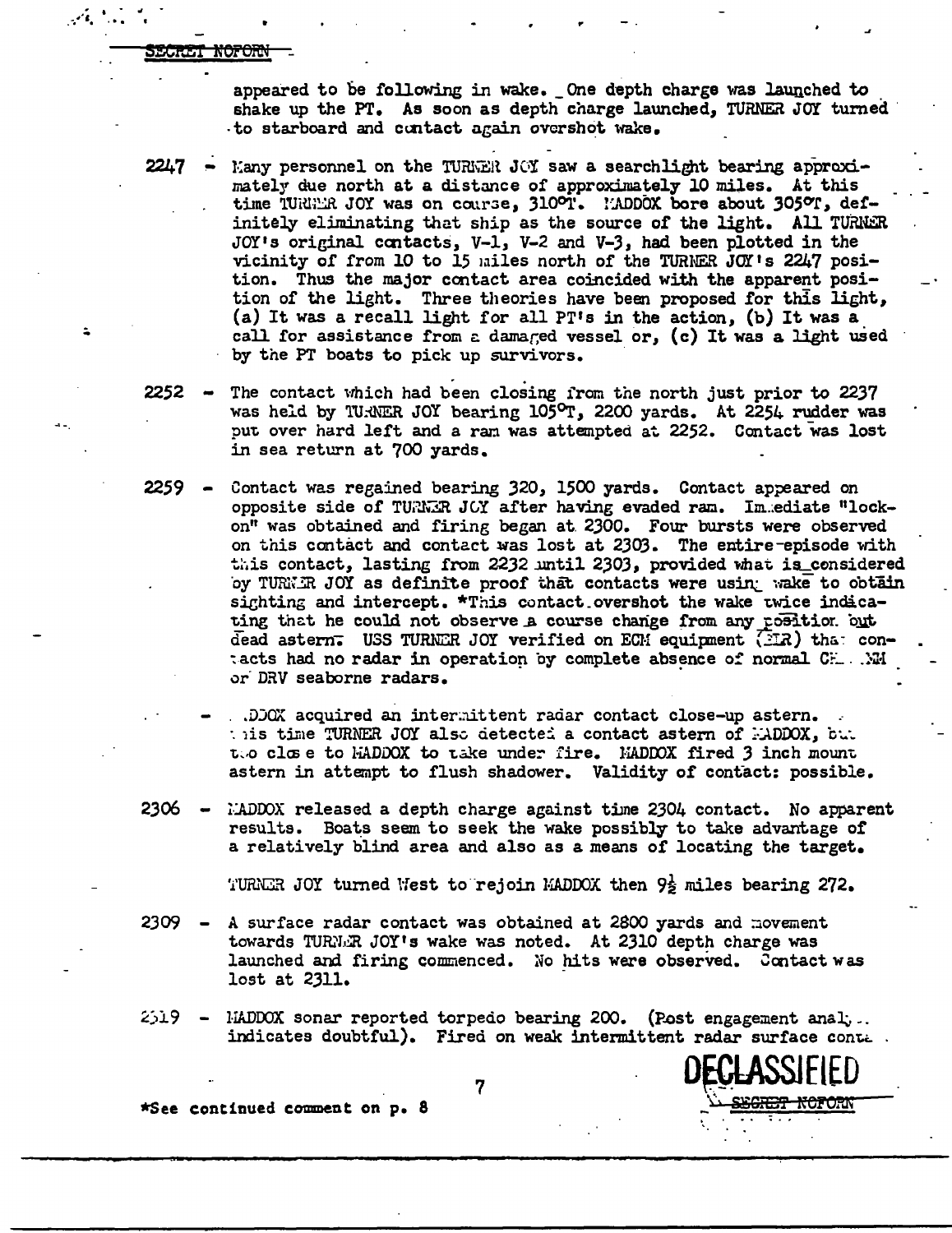SECRET NOFORN

appeared to be following in wake. One depth charge was launched to shake up the PT. As soon as depth charge launched, TURNER JOY turned to starboard and contact again overshot wake.

2247 - Many personnel on the TURNER JOY saw a searchlight bearing approximately due north at a distance of approximately 10 miles. At this time TURNER JOY was on course, 310°T. MADDOX bore about 305°T, definitely eliminating that ship as the source of the light. All TURNER JOY's original contacts, V-1, V-2 and V-3, had been plotted in the vicinity of from 10 to 15 miles north of the TURNER JOY's 2247 position. Thus the major contact area coincided with the apparent position of the light. Three theories have been proposed for this light, (a) It was a recall light for all PT's in the action, (b) It was a call for assistance from a damaged vessel or, (c) It was a light used by the PT boats to pick up survivors.

2252 - The contact which had been closing from the north just prior to 2237 was held by TURNER JOY bearing 105°T, 2200 yards. At 2254 rudder was put over hard left and a ram was attempted at 2252. Contact was lost in sea return at 700 yards.

2259 - Contact was regained bearing 320, 1500 yards. Contact appeared on opposite side of TURNER JOY after having evaded ram. Immediate "lock-on" was obtained and firing began at 2300. Four bursts were observed on this contact and contact was lost at 2303. The entire episode with this contact, lasting from 2232 until 2303, provided what is considered by TURNER JOY as definite proof that contacts were using wake to obtain sighting and intercept. *This contact overshot the wake twice indicating that he could not observe a course change from any position but dead astern. USS TURNER JOY verified on ECM equipment (ESR) that contacts had no radar in operation by complete absence of normal CH... NM or DRV seaborne radars.

- MADDOX acquired an intermittent radar contact close-up astern. ... this time TURNER JOY also detected a contact astern of MADDOX, but too close to MADDOX to take under fire. MADDOX fired 3 inch mount astern in attempt to flush shadower. Validity of contact: possible.

2306 - MADDOX released a depth charge against time 2304 contact. No apparent results. Boats seem to seek the wake possibly to take advantage of a relatively blind area and also as a means of locating the target.

TURNER JOY turned West to rejoin MADDOX then 9½ miles bearing 272.

2309 - A surface radar contact was obtained at 2800 yards and movement towards TURNER JOY's wake was noted. At 2310 depth charge was launched and firing commenced. No hits were observed. Contact was lost at 2311.

2319 - MADDOX sonar reported torpedo bearing 200. (Post engagement analy... indicates doubtful). Fired on weak intermittent radar surface conta...

*See continued comment on p. 8

DECLASSIFIED

SECRET NOFORN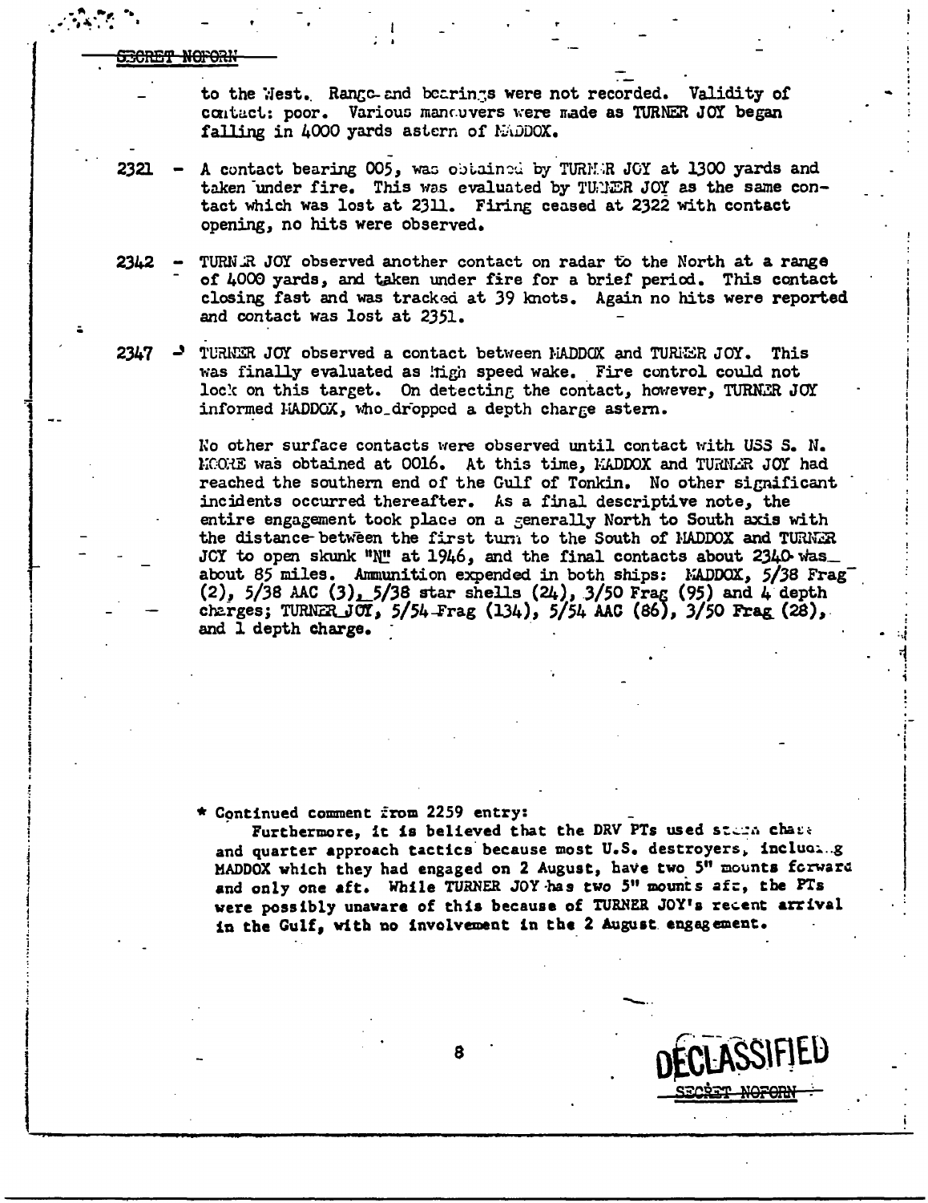SECRET NOFORN

to the West. Range and bearings were not recorded. Validity of contact: poor. Various maneuvers were made as TURNER JOY began falling in 4000 yards astern of MADDOX.

2321 - A contact bearing 005, was obtained by TURNER JOY at 1300 yards and taken under fire. This was evaluated by TURNER JOY as the same contact which was lost at 2311. Firing ceased at 2322 with contact opening, no hits were observed.

2342 - TURNER JOY observed another contact on radar to the North at a range of 4000 yards, and taken under fire for a brief period. This contact closing fast and was tracked at 39 knots. Again no hits were reported and contact was lost at 2351.

2347 - TURNER JOY observed a contact between MADDOX and TURNER JOY. This was finally evaluated as High speed wake. Fire control could not lock on this target. On detecting the contact, however, TURNER JOY informed MADDOX, who dropped a depth charge astern.

No other surface contacts were observed until contact with USS S. N. MOORE was obtained at 0016. At this time, MADDOX and TURNER JOY had reached the southern end of the Gulf of Tonkin. No other significant incidents occurred thereafter. As a final descriptive note, the entire engagement took place on a generally North to South axis with the distance between the first turn to the South of MADDOX and TURNER JOY to open skunk "N" at 1946, and the final contacts about 2340 was about 85 miles. Ammunition expended in both ships: MADDOX, 5/38 Frag (2), 5/38 AAC (3), 5/38 star shells (24), 3/50 Frag (95) and 4 depth charges; TURNER JOY, 5/54 Frag (134), 5/54 AAC (86), 3/50 Frag (28), and 1 depth charge.

\* Continued comment from 2259 entry:
Furthermore, it is believed that the DRV PTs used stern chase and quarter approach tactics because most U.S. destroyers, including MADDOX which they had engaged on 2 August, have two 5" mounts forward and only one aft. While TURNER JOY has two 5" mounts aft, the PTs were possibly unaware of this because of TURNER JOY's recent arrival in the Gulf, with no involvement in the 2 August engagement.

DECLASSIFIED
SECRET NOFORN